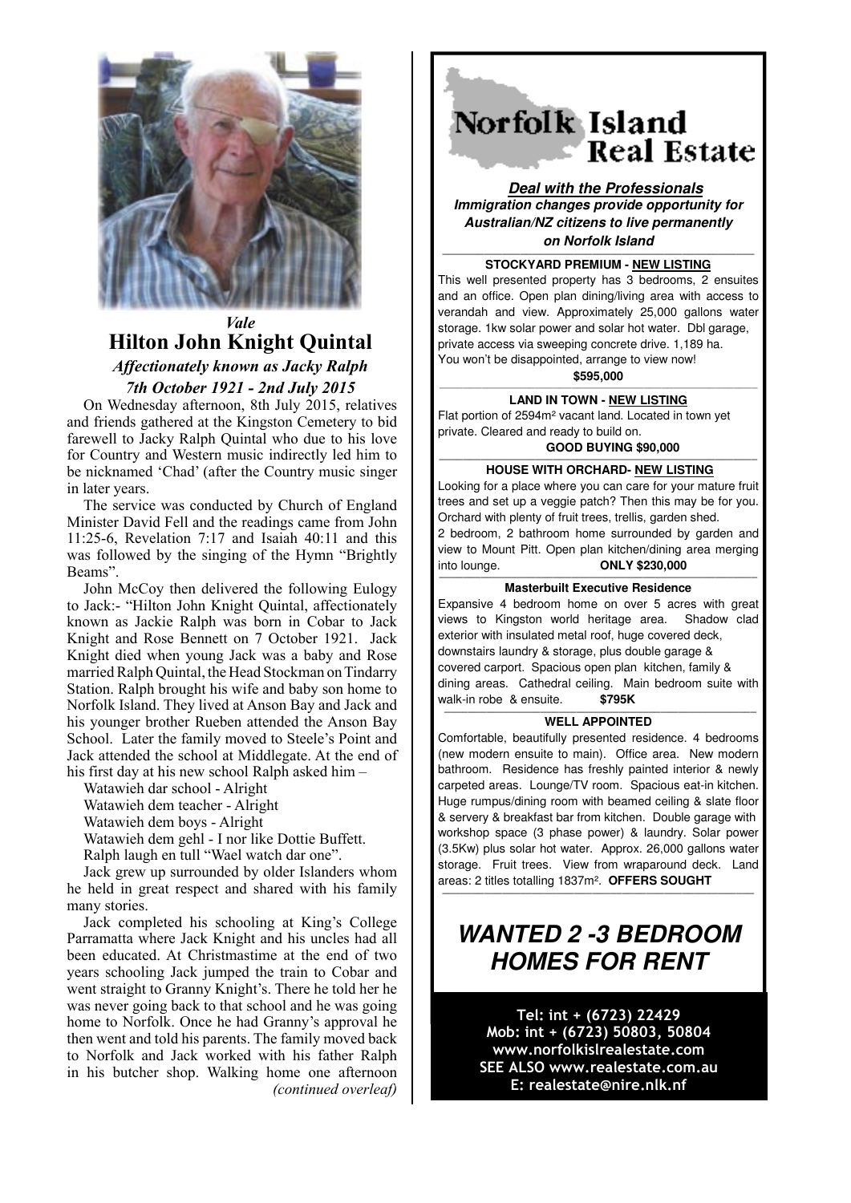*Vale*

# Hilton John Knight Quintal

*Affectionately known as Jacky Ralph*

*7th October 1921 - 2nd July 2015*

On Wednesday afternoon, 8th July 2015, relatives and friends gathered at the Kingston Cemetery to bid farewell to Jacky Ralph Quintal who due to his love for Country and Western music indirectly led him to be nicknamed 'Chad' (after the Country music singer in later years.

The service was conducted by Church of England Minister David Fell and the readings came from John 11:25-6, Revelation 7:17 and Isaiah 40:11 and this was followed by the singing of the Hymn "Brightly Beams".

John McCoy then delivered the following Eulogy to Jack:- "Hilton John Knight Quintal, affectionately known as Jackie Ralph was born in Cobar to Jack Knight and Rose Bennett on 7 October 1921. Jack Knight died when young Jack was a baby and Rose married Ralph Quintal, the Head Stockman on Tindarry Station. Ralph brought his wife and baby son home to Norfolk Island. They lived at Anson Bay and Jack and his younger brother Rueben attended the Anson Bay School. Later the family moved to Steele's Point and Jack attended the school at Middlegate. At the end of his first day at his new school Ralph asked him –

Watawieh dar school - Alright

Watawieh dem teacher - Alright

Watawieh dem boys - Alright

Watawieh dem gehl - I nor like Dottie Buffett.

Ralph laugh en tull "Wael watch dar one".

Jack grew up surrounded by older Islanders whom he held in great respect and shared with his family many stories.

Jack completed his schooling at King's College Parramatta where Jack Knight and his uncles had all been educated. At Christmastime at the end of two years schooling Jack jumped the train to Cobar and went straight to Granny Knight's. There he told her he was never going back to that school and he was going home to Norfolk. Once he had Granny's approval he then went and told his parents. The family moved back to Norfolk and Jack worked with his father Ralph in his butcher shop. Walking home one afternoon

*(continued overleaf)*

---

# Norfolk Island Real Estate

***Deal with the Professionals***

***Immigration changes provide opportunity for Australian/NZ citizens to live permanently on Norfolk Island***

**STOCKYARD PREMIUM - NEW LISTING**

This well presented property has 3 bedrooms, 2 ensuites and an office. Open plan dining/living area with access to verandah and view. Approximately 25,000 gallons water storage. 1kw solar power and solar hot water. Dbl garage, private access via sweeping concrete drive. 1,189 ha. You won't be disappointed, arrange to view now!

**$595,000**

**LAND IN TOWN - NEW LISTING**

Flat portion of 2594m² vacant land. Located in town yet private. Cleared and ready to build on.

**GOOD BUYING $90,000**

**HOUSE WITH ORCHARD- NEW LISTING**

Looking for a place where you can care for your mature fruit trees and set up a veggie patch? Then this may be for you. Orchard with plenty of fruit trees, trellis, garden shed.

2 bedroom, 2 bathroom home surrounded by garden and view to Mount Pitt. Open plan kitchen/dining area merging into lounge. **ONLY $230,000**

**Masterbuilt Executive Residence**

Expansive 4 bedroom home on over 5 acres with great views to Kingston world heritage area. Shadow clad exterior with insulated metal roof, huge covered deck, downstairs laundry & storage, plus double garage & covered carport. Spacious open plan kitchen, family & dining areas. Cathedral ceiling. Main bedroom suite with walk-in robe & ensuite. **$795K**

**WELL APPOINTED**

Comfortable, beautifully presented residence. 4 bedrooms (new modern ensuite to main). Office area. New modern bathroom. Residence has freshly painted interior & newly carpeted areas. Lounge/TV room. Spacious eat-in kitchen. Huge rumpus/dining room with beamed ceiling & slate floor & servery & breakfast bar from kitchen. Double garage with workshop space (3 phase power) & laundry. Solar power (3.5Kw) plus solar hot water. Approx. 26,000 gallons water storage. Fruit trees. View from wraparound deck. Land areas: 2 titles totalling 1837m². **OFFERS SOUGHT**

## *WANTED 2 -3 BEDROOM HOMES FOR RENT*

**Tel: int + (6723) 22429**
**Mob: int + (6723) 50803, 50804**
**www.norfolkislrealestate.com**
**SEE ALSO www.realestate.com.au**
**E: realestate@nire.nlk.nf**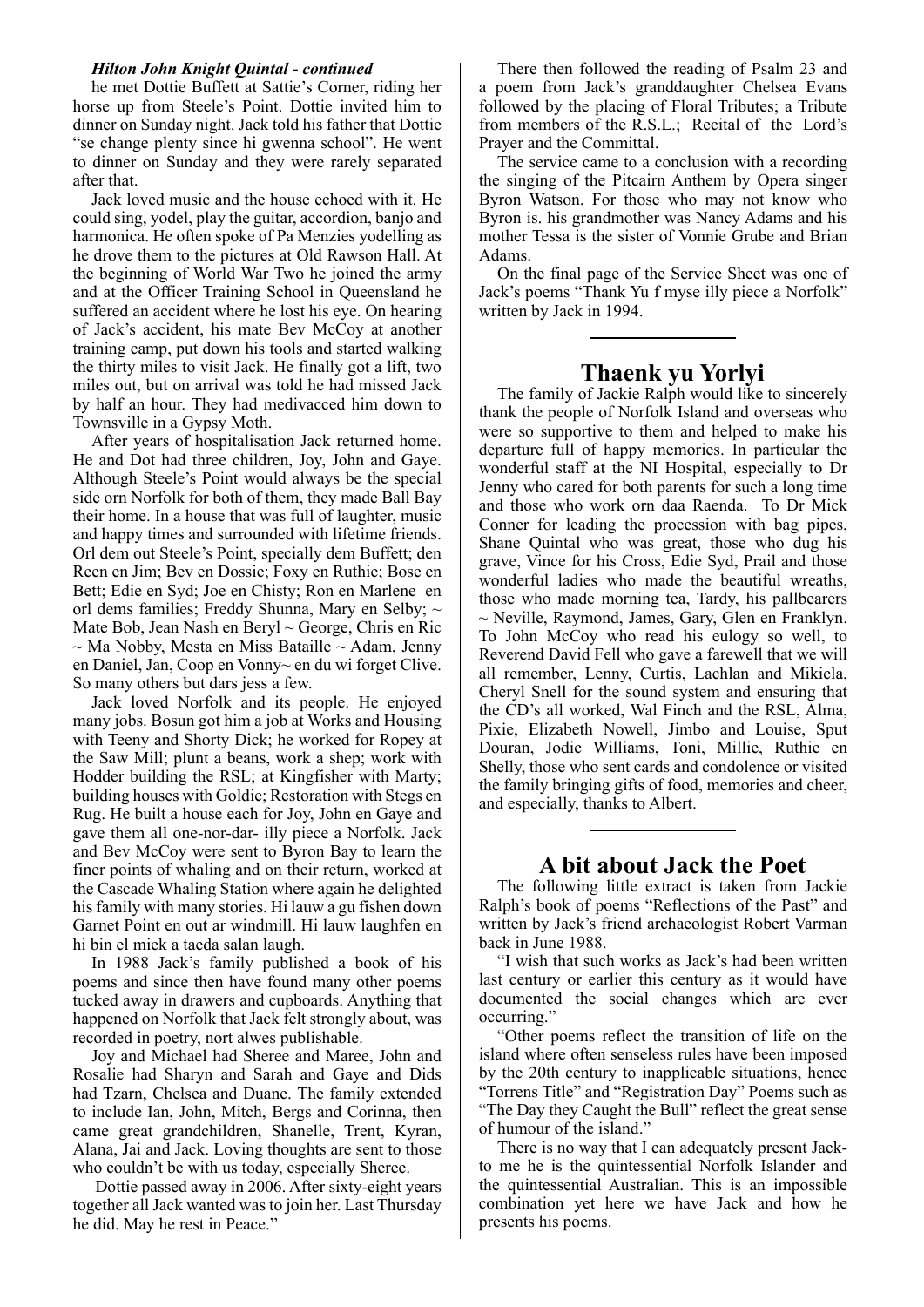***Hilton John Knight Quintal - continued***

he met Dottie Buffett at Sattie's Corner, riding her horse up from Steele's Point. Dottie invited him to dinner on Sunday night. Jack told his father that Dottie "se change plenty since hi gwenna school". He went to dinner on Sunday and they were rarely separated after that.

Jack loved music and the house echoed with it. He could sing, yodel, play the guitar, accordion, banjo and harmonica. He often spoke of Pa Menzies yodelling as he drove them to the pictures at Old Rawson Hall. At the beginning of World War Two he joined the army and at the Officer Training School in Queensland he suffered an accident where he lost his eye. On hearing of Jack's accident, his mate Bev McCoy at another training camp, put down his tools and started walking the thirty miles to visit Jack. He finally got a lift, two miles out, but on arrival was told he had missed Jack by half an hour. They had medivacced him down to Townsville in a Gypsy Moth.

After years of hospitalisation Jack returned home. He and Dot had three children, Joy, John and Gaye. Although Steele's Point would always be the special side orn Norfolk for both of them, they made Ball Bay their home. In a house that was full of laughter, music and happy times and surrounded with lifetime friends. Orl dem out Steele's Point, specially dem Buffett; den Reen en Jim; Bev en Dossie; Foxy en Ruthie; Bose en Bett; Edie en Syd; Joe en Chisty; Ron en Marlene en orl dems families; Freddy Shunna, Mary en Selby; ~ Mate Bob, Jean Nash en Beryl ~ George, Chris en Ric ~ Ma Nobby, Mesta en Miss Bataille ~ Adam, Jenny en Daniel, Jan, Coop en Vonny~ en du wi forget Clive. So many others but dars jess a few.

Jack loved Norfolk and its people. He enjoyed many jobs. Bosun got him a job at Works and Housing with Teeny and Shorty Dick; he worked for Ropey at the Saw Mill; plunt a beans, work a shep; work with Hodder building the RSL; at Kingfisher with Marty; building houses with Goldie; Restoration with Stegs en Rug. He built a house each for Joy, John en Gaye and gave them all one-nor-dar- illy piece a Norfolk. Jack and Bev McCoy were sent to Byron Bay to learn the finer points of whaling and on their return, worked at the Cascade Whaling Station where again he delighted his family with many stories. Hi lauw a gu fishen down Garnet Point en out ar windmill. Hi lauw laughfen en hi bin el miek a taeda salan laugh.

In 1988 Jack's family published a book of his poems and since then have found many other poems tucked away in drawers and cupboards. Anything that happened on Norfolk that Jack felt strongly about, was recorded in poetry, nort alwes publishable.

Joy and Michael had Sheree and Maree, John and Rosalie had Sharyn and Sarah and Gaye and Dids had Tzarn, Chelsea and Duane. The family extended to include Ian, John, Mitch, Bergs and Corinna, then came great grandchildren, Shanelle, Trent, Kyran, Alana, Jai and Jack. Loving thoughts are sent to those who couldn't be with us today, especially Sheree.

Dottie passed away in 2006. After sixty-eight years together all Jack wanted was to join her. Last Thursday he did. May he rest in Peace."

There then followed the reading of Psalm 23 and a poem from Jack's granddaughter Chelsea Evans followed by the placing of Floral Tributes; a Tribute from members of the R.S.L.; Recital of the Lord's Prayer and the Committal.

The service came to a conclusion with a recording the singing of the Pitcairn Anthem by Opera singer Byron Watson. For those who may not know who Byron is. his grandmother was Nancy Adams and his mother Tessa is the sister of Vonnie Grube and Brian Adams.

On the final page of the Service Sheet was one of Jack's poems "Thank Yu f myse illy piece a Norfolk" written by Jack in 1994.

## Thaenk yu Yorlyi

The family of Jackie Ralph would like to sincerely thank the people of Norfolk Island and overseas who were so supportive to them and helped to make his departure full of happy memories. In particular the wonderful staff at the NI Hospital, especially to Dr Jenny who cared for both parents for such a long time and those who work orn daa Raenda. To Dr Mick Conner for leading the procession with bag pipes, Shane Quintal who was great, those who dug his grave, Vince for his Cross, Edie Syd, Prail and those wonderful ladies who made the beautiful wreaths, those who made morning tea, Tardy, his pallbearers ~ Neville, Raymond, James, Gary, Glen en Franklyn. To John McCoy who read his eulogy so well, to Reverend David Fell who gave a farewell that we will all remember, Lenny, Curtis, Lachlan and Mikiela, Cheryl Snell for the sound system and ensuring that the CD's all worked, Wal Finch and the RSL, Alma, Pixie, Elizabeth Nowell, Jimbo and Louise, Sput Douran, Jodie Williams, Toni, Millie, Ruthie en Shelly, those who sent cards and condolence or visited the family bringing gifts of food, memories and cheer, and especially, thanks to Albert.

## A bit about Jack the Poet

The following little extract is taken from Jackie Ralph's book of poems "Reflections of the Past" and written by Jack's friend archaeologist Robert Varman back in June 1988.

"I wish that such works as Jack's had been written last century or earlier this century as it would have documented the social changes which are ever occurring."

"Other poems reflect the transition of life on the island where often senseless rules have been imposed by the 20th century to inapplicable situations, hence "Torrens Title" and "Registration Day" Poems such as "The Day they Caught the Bull" reflect the great sense of humour of the island."

There is no way that I can adequately present Jack- to me he is the quintessential Norfolk Islander and the quintessential Australian. This is an impossible combination yet here we have Jack and how he presents his poems.